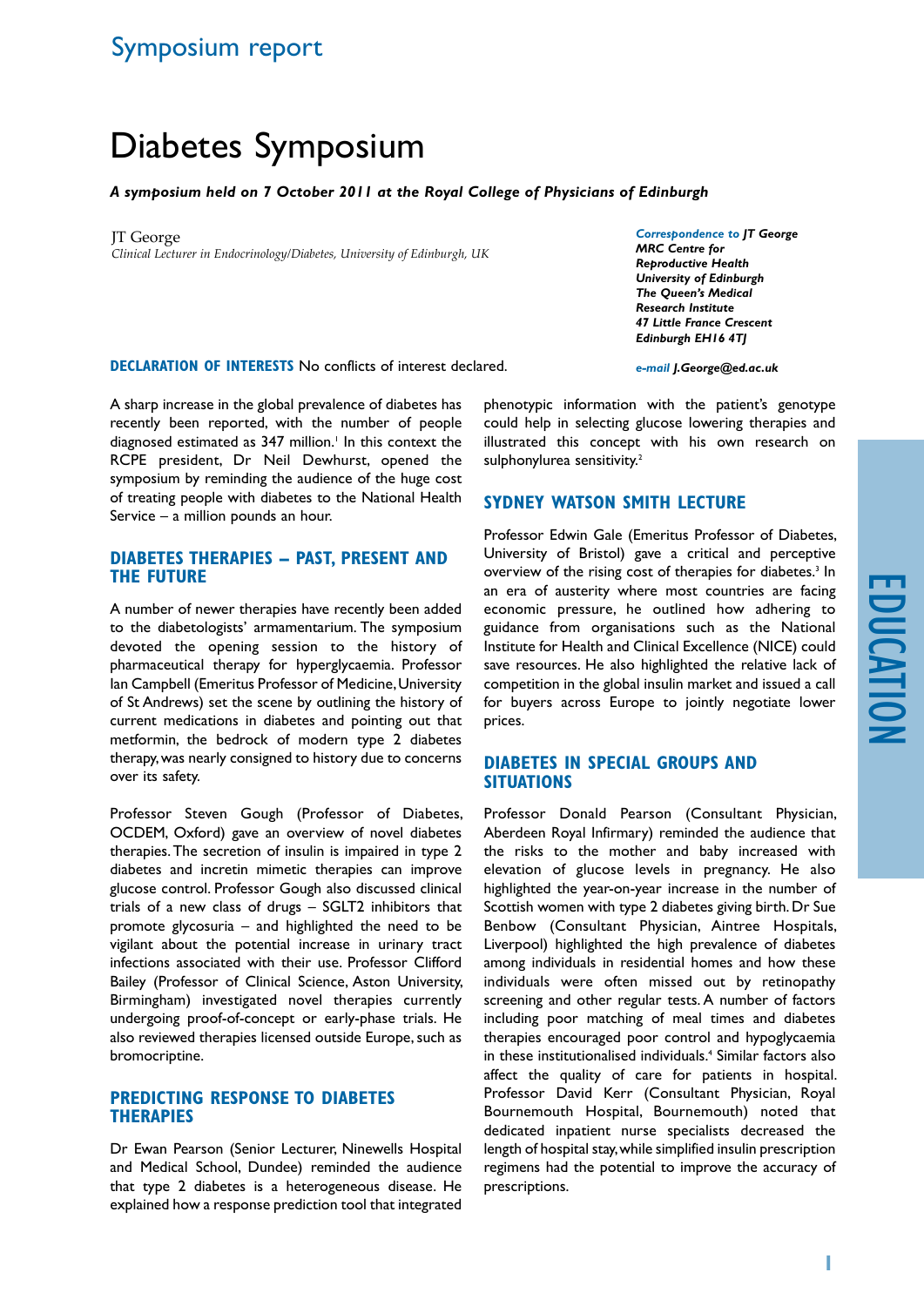Symposium report

# Diabetes Symposium

***A symposium held on 7 October 2011 at the Royal College of Physicians of Edinburgh***

JT George
*Clinical Lecturer in Endocrinology/Diabetes, University of Edinburgh, UK*

***Correspondence to** JT George*
***MRC Centre for Reproductive Health***
***University of Edinburgh***
***The Queen's Medical Research Institute***
***47 Little France Crescent***
***Edinburgh EH16 4TJ***

***e-mail** J.George@ed.ac.uk*

**DECLARATION OF INTERESTS** No conflicts of interest declared.

A sharp increase in the global prevalence of diabetes has recently been reported, with the number of people diagnosed estimated as 347 million.[1] In this context the RCPE president, Dr Neil Dewhurst, opened the symposium by reminding the audience of the huge cost of treating people with diabetes to the National Health Service – a million pounds an hour.

## DIABETES THERAPIES – PAST, PRESENT AND THE FUTURE

A number of newer therapies have recently been added to the diabetologists' armamentarium. The symposium devoted the opening session to the history of pharmaceutical therapy for hyperglycaemia. Professor Ian Campbell (Emeritus Professor of Medicine, University of St Andrews) set the scene by outlining the history of current medications in diabetes and pointing out that metformin, the bedrock of modern type 2 diabetes therapy, was nearly consigned to history due to concerns over its safety.

Professor Steven Gough (Professor of Diabetes, OCDEM, Oxford) gave an overview of novel diabetes therapies. The secretion of insulin is impaired in type 2 diabetes and incretin mimetic therapies can improve glucose control. Professor Gough also discussed clinical trials of a new class of drugs – SGLT2 inhibitors that promote glycosuria – and highlighted the need to be vigilant about the potential increase in urinary tract infections associated with their use. Professor Clifford Bailey (Professor of Clinical Science, Aston University, Birmingham) investigated novel therapies currently undergoing proof-of-concept or early-phase trials. He also reviewed therapies licensed outside Europe, such as bromocriptine.

## PREDICTING RESPONSE TO DIABETES THERAPIES

Dr Ewan Pearson (Senior Lecturer, Ninewells Hospital and Medical School, Dundee) reminded the audience that type 2 diabetes is a heterogeneous disease. He explained how a response prediction tool that integrated phenotypic information with the patient's genotype could help in selecting glucose lowering therapies and illustrated this concept with his own research on sulphonylurea sensitivity.[2]

## SYDNEY WATSON SMITH LECTURE

Professor Edwin Gale (Emeritus Professor of Diabetes, University of Bristol) gave a critical and perceptive overview of the rising cost of therapies for diabetes.[3] In an era of austerity where most countries are facing economic pressure, he outlined how adhering to guidance from organisations such as the National Institute for Health and Clinical Excellence (NICE) could save resources. He also highlighted the relative lack of competition in the global insulin market and issued a call for buyers across Europe to jointly negotiate lower prices.

## DIABETES IN SPECIAL GROUPS AND SITUATIONS

Professor Donald Pearson (Consultant Physician, Aberdeen Royal Infirmary) reminded the audience that the risks to the mother and baby increased with elevation of glucose levels in pregnancy. He also highlighted the year-on-year increase in the number of Scottish women with type 2 diabetes giving birth. Dr Sue Benbow (Consultant Physician, Aintree Hospitals, Liverpool) highlighted the high prevalence of diabetes among individuals in residential homes and how these individuals were often missed out by retinopathy screening and other regular tests. A number of factors including poor matching of meal times and diabetes therapies encouraged poor control and hypoglycaemia in these institutionalised individuals.[4] Similar factors also affect the quality of care for patients in hospital. Professor David Kerr (Consultant Physician, Royal Bournemouth Hospital, Bournemouth) noted that dedicated inpatient nurse specialists decreased the length of hospital stay, while simplified insulin prescription regimens had the potential to improve the accuracy of prescriptions.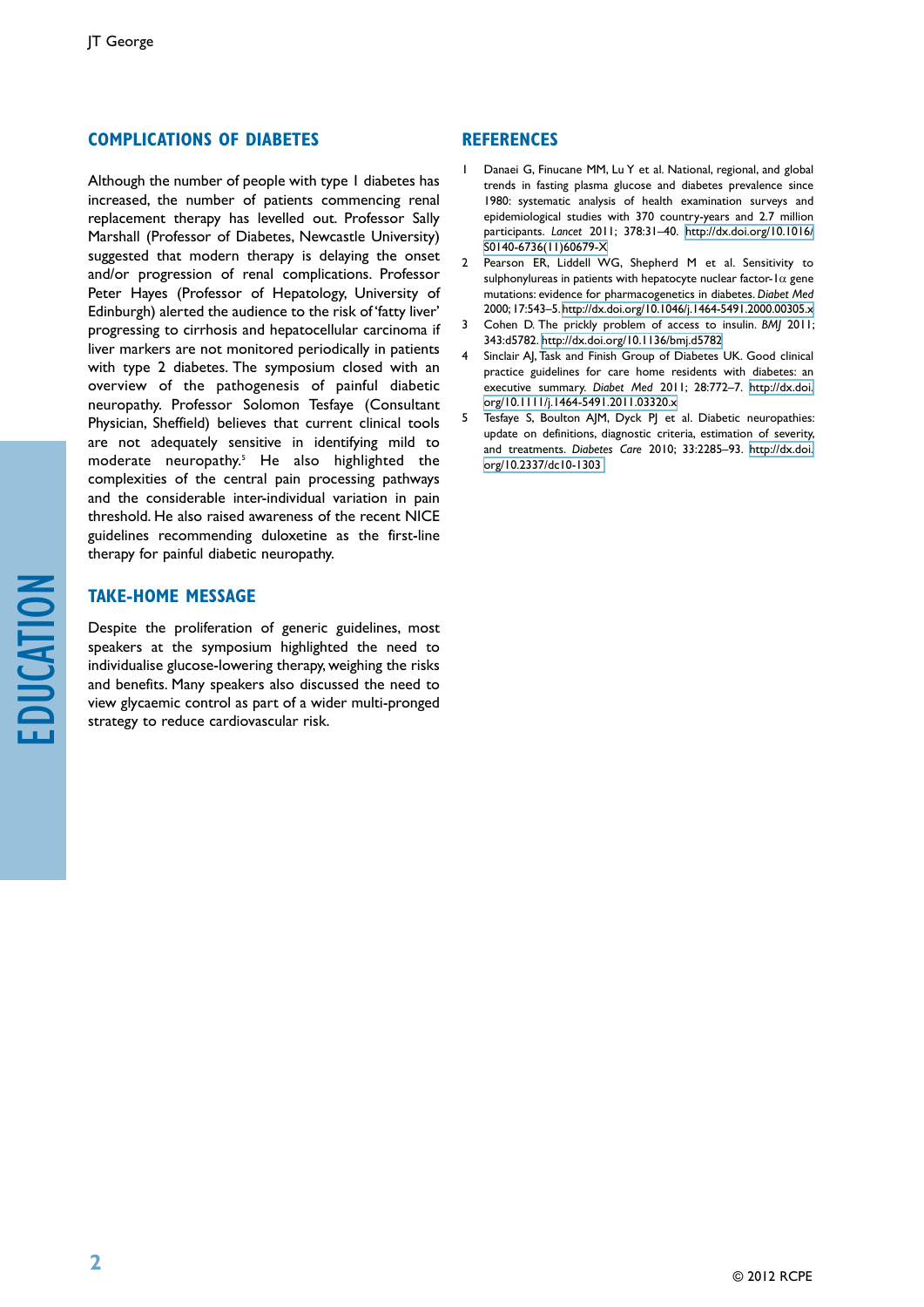## COMPLICATIONS OF DIABETES

Although the number of people with type 1 diabetes has increased, the number of patients commencing renal replacement therapy has levelled out. Professor Sally Marshall (Professor of Diabetes, Newcastle University) suggested that modern therapy is delaying the onset and/or progression of renal complications. Professor Peter Hayes (Professor of Hepatology, University of Edinburgh) alerted the audience to the risk of 'fatty liver' progressing to cirrhosis and hepatocellular carcinoma if liver markers are not monitored periodically in patients with type 2 diabetes. The symposium closed with an overview of the pathogenesis of painful diabetic neuropathy. Professor Solomon Tesfaye (Consultant Physician, Sheffield) believes that current clinical tools are not adequately sensitive in identifying mild to moderate neuropathy.[5] He also highlighted the complexities of the central pain processing pathways and the considerable inter-individual variation in pain threshold. He also raised awareness of the recent NICE guidelines recommending duloxetine as the first-line therapy for painful diabetic neuropathy.

## TAKE-HOME MESSAGE

Despite the proliferation of generic guidelines, most speakers at the symposium highlighted the need to individualise glucose-lowering therapy, weighing the risks and benefits. Many speakers also discussed the need to view glycaemic control as part of a wider multi-pronged strategy to reduce cardiovascular risk.

## REFERENCES

1. Danaei G, Finucane MM, Lu Y et al. National, regional, and global trends in fasting plasma glucose and diabetes prevalence since 1980: systematic analysis of health examination surveys and epidemiological studies with 370 country-years and 2.7 million participants. *Lancet* 2011; 378:31–40. http://dx.doi.org/10.1016/S0140-6736(11)60679-X
2. Pearson ER, Liddell WG, Shepherd M et al. Sensitivity to sulphonylureas in patients with hepatocyte nuclear factor-1α gene mutations: evidence for pharmacogenetics in diabetes. *Diabet Med* 2000; 17:543–5. http://dx.doi.org/10.1046/j.1464-5491.2000.00305.x
3. Cohen D. The prickly problem of access to insulin. *BMJ* 2011; 343:d5782. http://dx.doi.org/10.1136/bmj.d5782
4. Sinclair AJ, Task and Finish Group of Diabetes UK. Good clinical practice guidelines for care home residents with diabetes: an executive summary. *Diabet Med* 2011; 28:772–7. http://dx.doi.org/10.1111/j.1464-5491.2011.03320.x
5. Tesfaye S, Boulton AJM, Dyck PJ et al. Diabetic neuropathies: update on definitions, diagnostic criteria, estimation of severity, and treatments. *Diabetes Care* 2010; 33:2285–93. http://dx.doi.org/10.2337/dc10-1303

© 2012 RCPE